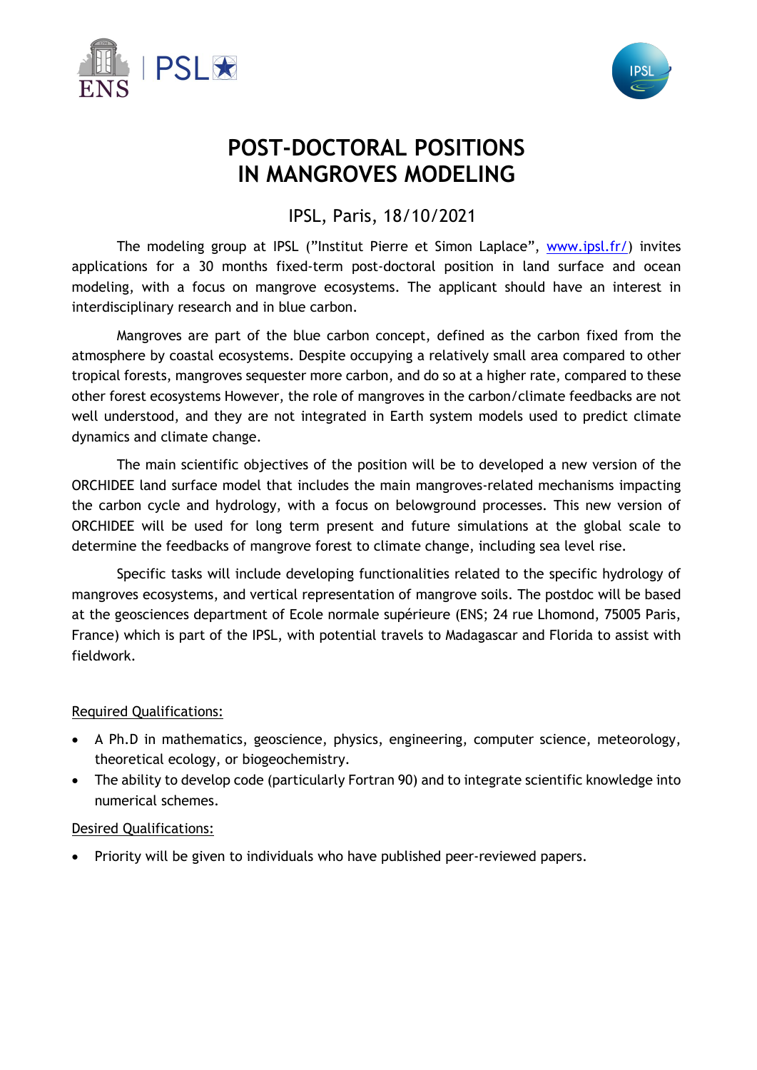# POST-DOCTORAL POSITIONS IN MANGROVES MODELING

IPSL, Paris, 18/10/2021

The modeling group at IPSL ("Institut Pierre et Simon Laplace", www.ipsl.fr/) invites applications for a 30 months fixed-term post-doctoral position in land surface and ocean modeling, with a focus on mangrove ecosystems. The applicant should have an interest in interdisciplinary research and in blue carbon.

Mangroves are part of the blue carbon concept, defined as the carbon fixed from the atmosphere by coastal ecosystems. Despite occupying a relatively small area compared to other tropical forests, mangroves sequester more carbon, and do so at a higher rate, compared to these other forest ecosystems However, the role of mangroves in the carbon/climate feedbacks are not well understood, and they are not integrated in Earth system models used to predict climate dynamics and climate change.

The main scientific objectives of the position will be to developed a new version of the ORCHIDEE land surface model that includes the main mangroves-related mechanisms impacting the carbon cycle and hydrology, with a focus on belowground processes. This new version of ORCHIDEE will be used for long term present and future simulations at the global scale to determine the feedbacks of mangrove forest to climate change, including sea level rise.

Specific tasks will include developing functionalities related to the specific hydrology of mangroves ecosystems, and vertical representation of mangrove soils. The postdoc will be based at the geosciences department of Ecole normale supérieure (ENS; 24 rue Lhomond, 75005 Paris, France) which is part of the IPSL, with potential travels to Madagascar and Florida to assist with fieldwork.

Required Qualifications:

- A Ph.D in mathematics, geoscience, physics, engineering, computer science, meteorology, theoretical ecology, or biogeochemistry.
- The ability to develop code (particularly Fortran 90) and to integrate scientific knowledge into numerical schemes.

Desired Qualifications:

- Priority will be given to individuals who have published peer-reviewed papers.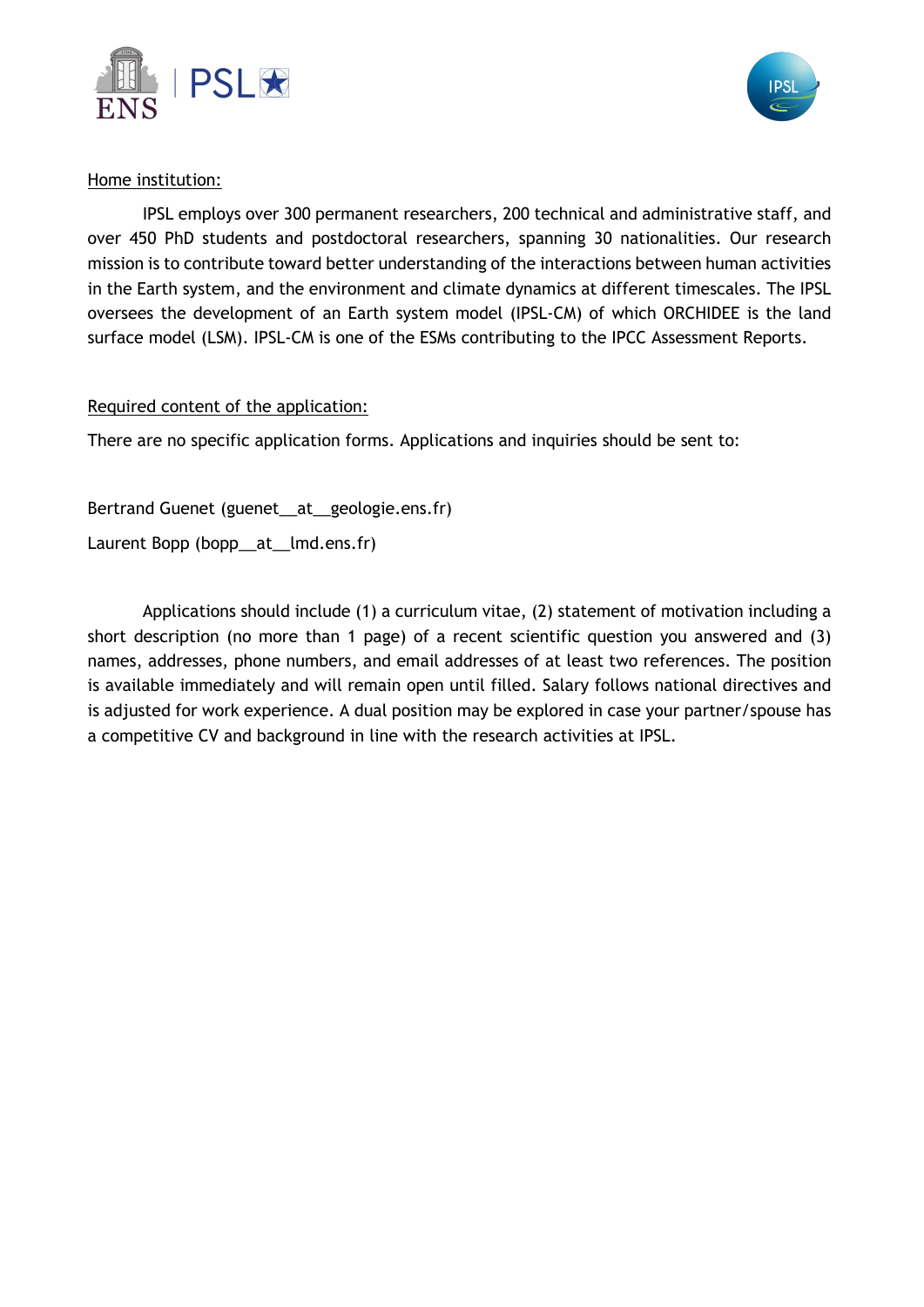Home institution:

IPSL employs over 300 permanent researchers, 200 technical and administrative staff, and over 450 PhD students and postdoctoral researchers, spanning 30 nationalities. Our research mission is to contribute toward better understanding of the interactions between human activities in the Earth system, and the environment and climate dynamics at different timescales. The IPSL oversees the development of an Earth system model (IPSL-CM) of which ORCHIDEE is the land surface model (LSM). IPSL-CM is one of the ESMs contributing to the IPCC Assessment Reports.

Required content of the application:

There are no specific application forms. Applications and inquiries should be sent to:

Bertrand Guenet (guenet__at__geologie.ens.fr)

Laurent Bopp (bopp__at__lmd.ens.fr)

Applications should include (1) a curriculum vitae, (2) statement of motivation including a short description (no more than 1 page) of a recent scientific question you answered and (3) names, addresses, phone numbers, and email addresses of at least two references. The position is available immediately and will remain open until filled. Salary follows national directives and is adjusted for work experience. A dual position may be explored in case your partner/spouse has a competitive CV and background in line with the research activities at IPSL.